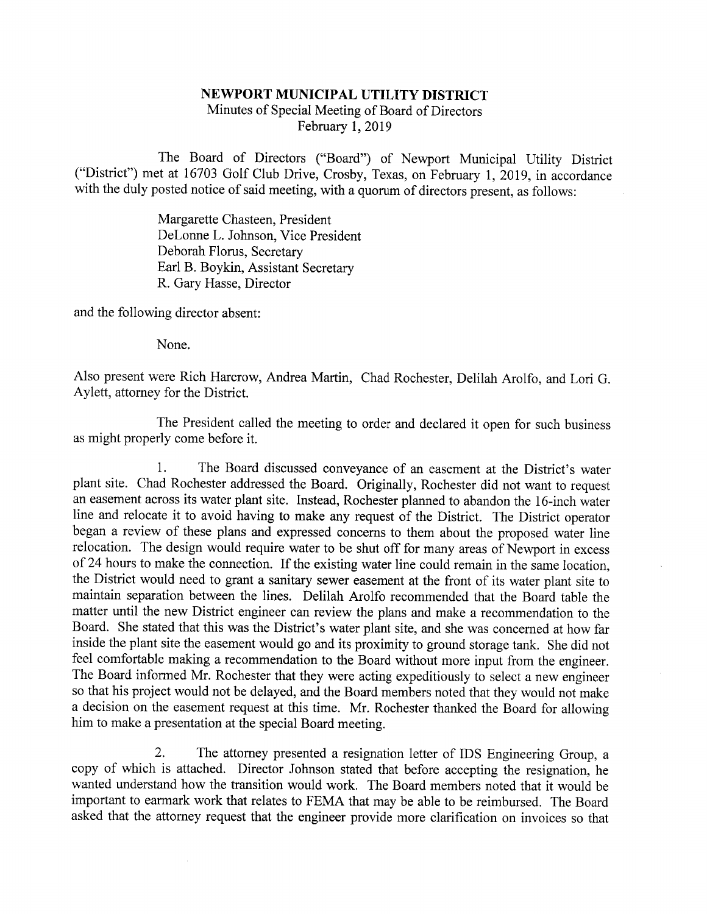**NEWPORT MUNICIPAL UTILITY DISTRICT**

Minutes of Special Meeting of Board of Directors

February 1, 2019

The Board of Directors ("Board") of Newport Municipal Utility District ("District") met at 16703 Golf Club Drive, Crosby, Texas, on February 1, 2019, in accordance with the duly posted notice of said meeting, with a quorum of directors present, as follows:

Margarette Chasteen, President
DeLonne L. Johnson, Vice President
Deborah Florus, Secretary
Earl B. Boykin, Assistant Secretary
R. Gary Hasse, Director

and the following director absent:

None.

Also present were Rich Harcrow, Andrea Martin, Chad Rochester, Delilah Arolfo, and Lori G. Aylett, attorney for the District.

The President called the meeting to order and declared it open for such business as might properly come before it.

1. The Board discussed conveyance of an easement at the District's water plant site. Chad Rochester addressed the Board. Originally, Rochester did not want to request an easement across its water plant site. Instead, Rochester planned to abandon the 16-inch water line and relocate it to avoid having to make any request of the District. The District operator began a review of these plans and expressed concerns to them about the proposed water line relocation. The design would require water to be shut off for many areas of Newport in excess of 24 hours to make the connection. If the existing water line could remain in the same location, the District would need to grant a sanitary sewer easement at the front of its water plant site to maintain separation between the lines. Delilah Arolfo recommended that the Board table the matter until the new District engineer can review the plans and make a recommendation to the Board. She stated that this was the District's water plant site, and she was concerned at how far inside the plant site the easement would go and its proximity to ground storage tank. She did not feel comfortable making a recommendation to the Board without more input from the engineer. The Board informed Mr. Rochester that they were acting expeditiously to select a new engineer so that his project would not be delayed, and the Board members noted that they would not make a decision on the easement request at this time. Mr. Rochester thanked the Board for allowing him to make a presentation at the special Board meeting.

2. The attorney presented a resignation letter of IDS Engineering Group, a copy of which is attached. Director Johnson stated that before accepting the resignation, he wanted understand how the transition would work. The Board members noted that it would be important to earmark work that relates to FEMA that may be able to be reimbursed. The Board asked that the attorney request that the engineer provide more clarification on invoices so that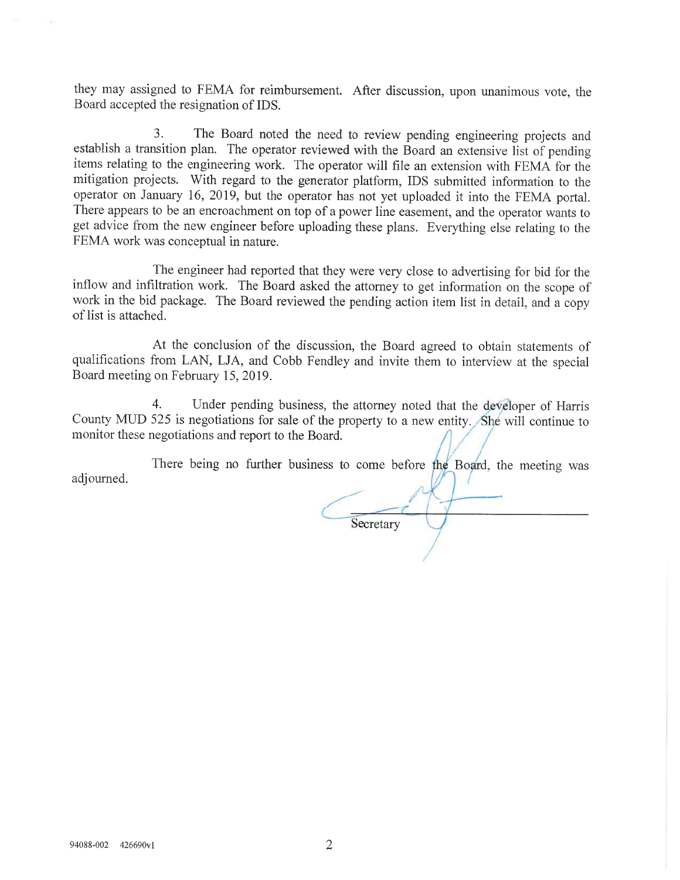they may assigned to FEMA for reimbursement. After discussion, upon unanimous vote, the Board accepted the resignation of IDS.

3. The Board noted the need to review pending engineering projects and establish a transition plan. The operator reviewed with the Board an extensive list of pending items relating to the engineering work. The operator will file an extension with FEMA for the mitigation projects. With regard to the generator platform, IDS submitted information to the operator on January 16, 2019, but the operator has not yet uploaded it into the FEMA portal. There appears to be an encroachment on top of a power line easement, and the operator wants to get advice from the new engineer before uploading these plans. Everything else relating to the FEMA work was conceptual in nature.

The engineer had reported that they were very close to advertising for bid for the inflow and infiltration work. The Board asked the attorney to get information on the scope of work in the bid package. The Board reviewed the pending action item list in detail, and a copy of list is attached.

At the conclusion of the discussion, the Board agreed to obtain statements of qualifications from LAN, LJA, and Cobb Fendley and invite them to interview at the special Board meeting on February 15, 2019.

4. Under pending business, the attorney noted that the developer of Harris County MUD 525 is negotiations for sale of the property to a new entity. She will continue to monitor these negotiations and report to the Board.

There being no further business to come before the Board, the meeting was adjourned.

Secretary

94088-002 426690v1